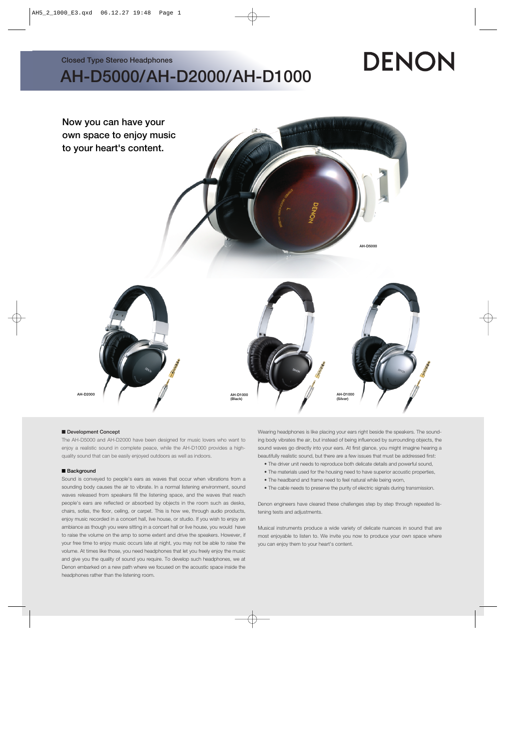Closed Type Stereo Headphones

# AH-D5000/AH-D2000/AH-D1000

DENON

## Now you can have your own space to enjoy music to your heart's content.

AH-D5000

AH-D2000

AH-D1000 (Black)

AH-D1000 (Silver)

### ■ Development Concept

The AH-D5000 and AH-D2000 have been designed for music lovers who want to enjoy a realistic sound in complete peace, while the AH-D1000 provides a high-quality sound that can be easily enjoyed outdoors as well as indoors.

### ■ Background

Sound is conveyed to people's ears as waves that occur when vibrations from a sounding body causes the air to vibrate. In a normal listening environment, sound waves released from speakers fill the listening space, and the waves that reach people's ears are reflected or absorbed by objects in the room such as desks, chairs, sofas, the floor, ceiling, or carpet. This is how we, through audio products, enjoy music recorded in a concert hall, live house, or studio. If you wish to enjoy an ambiance as though you were sitting in a concert hall or live house, you would have to raise the volume on the amp to some extent and drive the speakers. However, if your free time to enjoy music occurs late at night, you may not be able to raise the volume. At times like those, you need headphones that let you freely enjoy the music and give you the quality of sound you require. To develop such headphones, we at Denon embarked on a new path where we focused on the acoustic space inside the headphones rather than the listening room.

Wearing headphones is like placing your ears right beside the speakers. The sounding body vibrates the air, but instead of being influenced by surrounding objects, the sound waves go directly into your ears. At first glance, you might imagine hearing a beautifully realistic sound, but there are a few issues that must be addressed first:

- The driver unit needs to reproduce both delicate details and powerful sound,
- The materials used for the housing need to have superior acoustic properties,
- The headband and frame need to feel natural while being worn,
- The cable needs to preserve the purity of electric signals during transmission.

Denon engineers have cleared these challenges step by step through repeated listening tests and adjustments.

Musical instruments produce a wide variety of delicate nuances in sound that are most enjoyable to listen to. We invite you now to produce your own space where you can enjoy them to your heart's content.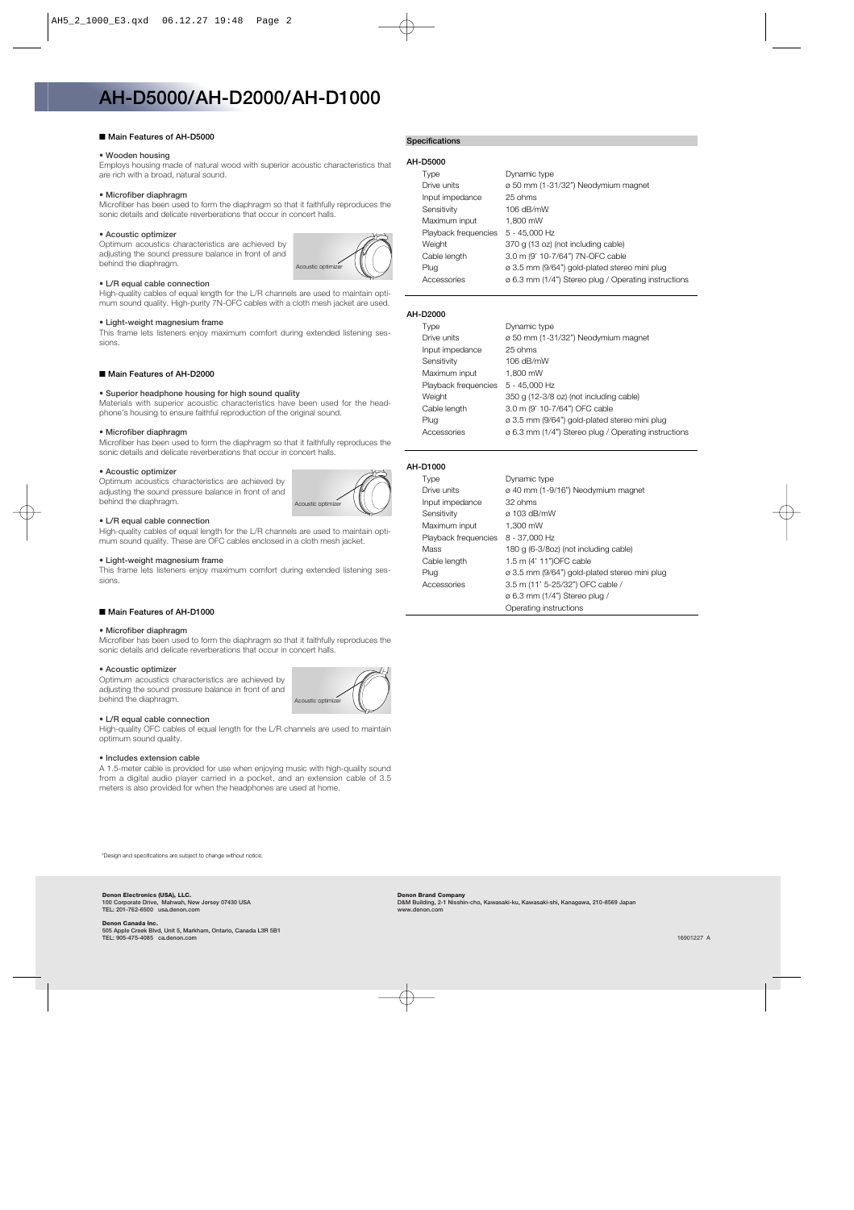# AH-D5000/AH-D2000/AH-D1000

## ■ Main Features of AH-D5000

**• Wooden housing**

Employs housing made of natural wood with superior acoustic characteristics that are rich with a broad, natural sound.

**• Microfiber diaphragm**

Microfiber has been used to form the diaphragm so that it faithfully reproduces the sonic details and delicate reverberations that occur in concert halls.

**• Acoustic optimizer**

Optimum acoustics characteristics are achieved by adjusting the sound pressure balance in front of and behind the diaphragm.

Acoustic optimizer

**• L/R equal cable connection**

High-quality cables of equal length for the L/R channels are used to maintain optimum sound quality. High-purity 7N-OFC cables with a cloth mesh jacket are used.

**• Light-weight magnesium frame**

This frame lets listeners enjoy maximum comfort during extended listening sessions.

## ■ Main Features of AH-D2000

**• Superior headphone housing for high sound quality**

Materials with superior acoustic characteristics have been used for the headphone's housing to ensure faithful reproduction of the original sound.

**• Microfiber diaphragm**

Microfiber has been used to form the diaphragm so that it faithfully reproduces the sonic details and delicate reverberations that occur in concert halls.

**• Acoustic optimizer**

Optimum acoustics characteristics are achieved by adjusting the sound pressure balance in front of and behind the diaphragm.

Acoustic optimizer

**• L/R equal cable connection**

High-quality cables of equal length for the L/R channels are used to maintain optimum sound quality. These are OFC cables enclosed in a cloth mesh jacket.

**• Light-weight magnesium frame**

This frame lets listeners enjoy maximum comfort during extended listening sessions.

## ■ Main Features of AH-D1000

**• Microfiber diaphragm**

Microfiber has been used to form the diaphragm so that it faithfully reproduces the sonic details and delicate reverberations that occur in concert halls.

**• Acoustic optimizer**

Optimum acoustics characteristics are achieved by adjusting the sound pressure balance in front of and behind the diaphragm.

Acoustic optimizer

**• L/R equal cable connection**

High-quality OFC cables of equal length for the L/R channels are used to maintain optimum sound quality.

**• Includes extension cable**

A 1.5-meter cable is provided for use when enjoying music with high-quality sound from a digital audio player carried in a pocket, and an extension cable of 3.5 meters is also provided for when the headphones are used at home.

## Specifications

### AH-D5000

| | |
|---|---|
| Type | Dynamic type |
| Drive units | ø 50 mm (1-31/32") Neodymium magnet |
| Input impedance | 25 ohms |
| Sensitivity | 106 dB/mW |
| Maximum input | 1,800 mW |
| Playback frequencies | 5 - 45,000 Hz |
| Weight | 370 g (13 oz) (not including cable) |
| Cable length | 3.0 m (9' 10-7/64") 7N-OFC cable |
| Plug | ø 3.5 mm (9/64") gold-plated stereo mini plug |
| Accessories | ø 6.3 mm (1/4") Stereo plug / Operating instructions |

### AH-D2000

| | |
|---|---|
| Type | Dynamic type |
| Drive units | ø 50 mm (1-31/32") Neodymium magnet |
| Input impedance | 25 ohms |
| Sensitivity | 106 dB/mW |
| Maximum input | 1,800 mW |
| Playback frequencies | 5 - 45,000 Hz |
| Weight | 350 g (12-3/8 oz) (not including cable) |
| Cable length | 3.0 m (9' 10-7/64") OFC cable |
| Plug | ø 3.5 mm (9/64") gold-plated stereo mini plug |
| Accessories | ø 6.3 mm (1/4") Stereo plug / Operating instructions |

### AH-D1000

| | |
|---|---|
| Type | Dynamic type |
| Drive units | ø 40 mm (1-9/16") Neodymium magnet |
| Input impedance | 32 ohms |
| Sensitivity | ø 103 dB/mW |
| Maximum input | 1,300 mW |
| Playback frequencies | 8 - 37,000 Hz |
| Mass | 180 g (6-3/8oz) (not including cable) |
| Cable length | 1.5 m (4' 11")OFC cable |
| Plug | ø 3.5 mm (9/64") gold-plated stereo mini plug |
| Accessories | 3.5 m (11' 5-25/32") OFC cable / ø 6.3 mm (1/4") Stereo plug / Operating instructions |

*Design and specifications are subject to change without notice.

**Denon Electronics (USA), LLC.**
**100 Corporate Drive, Mahwah, New Jersey 07430 USA**
**TEL: 201-762-6500 usa.denon.com**

**Denon Canada Inc.**
**505 Apple Creek Blvd, Unit 5, Markham, Ontario, Canada L3R 5B1**
**TEL: 905-475-4085 ca.denon.com**

**Denon Brand Company**
**D&M Building, 2-1 Nisshin-cho, Kawasaki-ku, Kawasaki-shi, Kanagawa, 210-8569 Japan**
**www.denon.com**

16901227 A